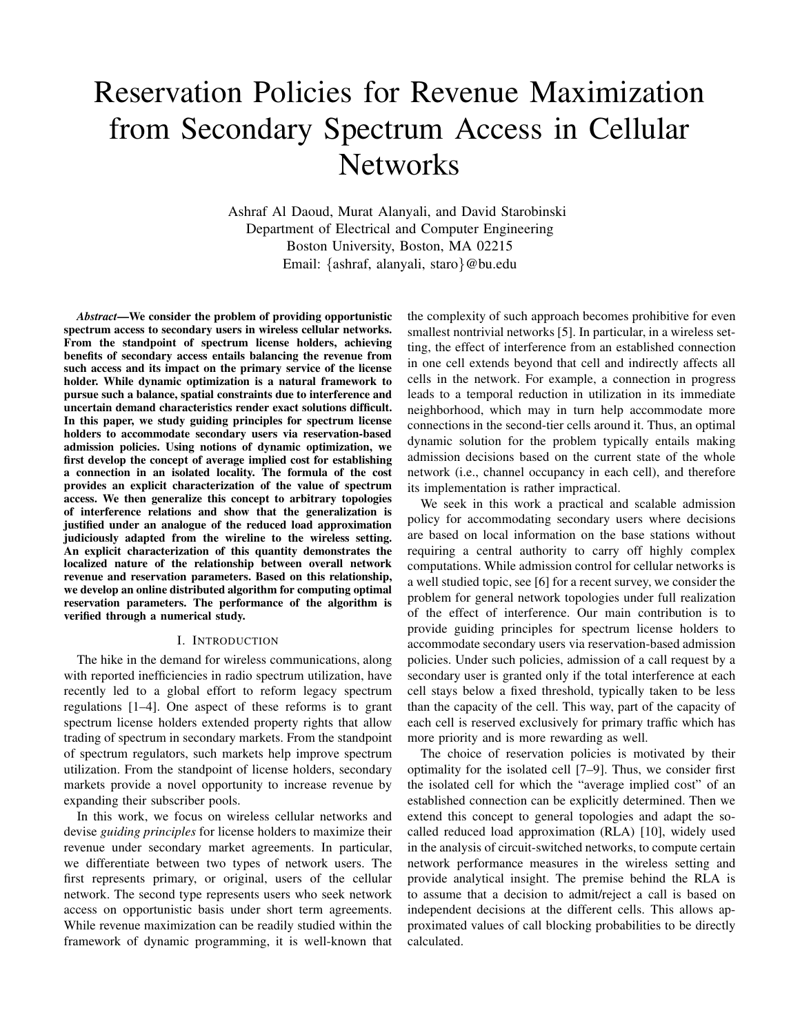# Reservation Policies for Revenue Maximization from Secondary Spectrum Access in Cellular Networks

Ashraf Al Daoud, Murat Alanyali, and David Starobinski
Department of Electrical and Computer Engineering
Boston University, Boston, MA 02215
Email: {ashraf, alanyali, staro}@bu.edu

***Abstract*—We consider the problem of providing opportunistic spectrum access to secondary users in wireless cellular networks. From the standpoint of spectrum license holders, achieving benefits of secondary access entails balancing the revenue from such access and its impact on the primary service of the license holder. While dynamic optimization is a natural framework to pursue such a balance, spatial constraints due to interference and uncertain demand characteristics render exact solutions difficult. In this paper, we study guiding principles for spectrum license holders to accommodate secondary users via reservation-based admission policies. Using notions of dynamic optimization, we first develop the concept of average implied cost for establishing a connection in an isolated locality. The formula of the cost provides an explicit characterization of the value of spectrum access. We then generalize this concept to arbitrary topologies of interference relations and show that the generalization is justified under an analogue of the reduced load approximation judiciously adapted from the wireline to the wireless setting. An explicit characterization of this quantity demonstrates the localized nature of the relationship between overall network revenue and reservation parameters. Based on this relationship, we develop an online distributed algorithm for computing optimal reservation parameters. The performance of the algorithm is verified through a numerical study.**

## I. Introduction

The hike in the demand for wireless communications, along with reported inefficiencies in radio spectrum utilization, have recently led to a global effort to reform legacy spectrum regulations [1–4]. One aspect of these reforms is to grant spectrum license holders extended property rights that allow trading of spectrum in secondary markets. From the standpoint of spectrum regulators, such markets help improve spectrum utilization. From the standpoint of license holders, secondary markets provide a novel opportunity to increase revenue by expanding their subscriber pools.

In this work, we focus on wireless cellular networks and devise *guiding principles* for license holders to maximize their revenue under secondary market agreements. In particular, we differentiate between two types of network users. The first represents primary, or original, users of the cellular network. The second type represents users who seek network access on opportunistic basis under short term agreements. While revenue maximization can be readily studied within the framework of dynamic programming, it is well-known that the complexity of such approach becomes prohibitive for even smallest nontrivial networks [5]. In particular, in a wireless setting, the effect of interference from an established connection in one cell extends beyond that cell and indirectly affects all cells in the network. For example, a connection in progress leads to a temporal reduction in utilization in its immediate neighborhood, which may in turn help accommodate more connections in the second-tier cells around it. Thus, an optimal dynamic solution for the problem typically entails making admission decisions based on the current state of the whole network (i.e., channel occupancy in each cell), and therefore its implementation is rather impractical.

We seek in this work a practical and scalable admission policy for accommodating secondary users where decisions are based on local information on the base stations without requiring a central authority to carry off highly complex computations. While admission control for cellular networks is a well studied topic, see [6] for a recent survey, we consider the problem for general network topologies under full realization of the effect of interference. Our main contribution is to provide guiding principles for spectrum license holders to accommodate secondary users via reservation-based admission policies. Under such policies, admission of a call request by a secondary user is granted only if the total interference at each cell stays below a fixed threshold, typically taken to be less than the capacity of the cell. This way, part of the capacity of each cell is reserved exclusively for primary traffic which has more priority and is more rewarding as well.

The choice of reservation policies is motivated by their optimality for the isolated cell [7–9]. Thus, we consider first the isolated cell for which the "average implied cost" of an established connection can be explicitly determined. Then we extend this concept to general topologies and adapt the so-called reduced load approximation (RLA) [10], widely used in the analysis of circuit-switched networks, to compute certain network performance measures in the wireless setting and provide analytical insight. The premise behind the RLA is to assume that a decision to admit/reject a call is based on independent decisions at the different cells. This allows approximated values of call blocking probabilities to be directly calculated.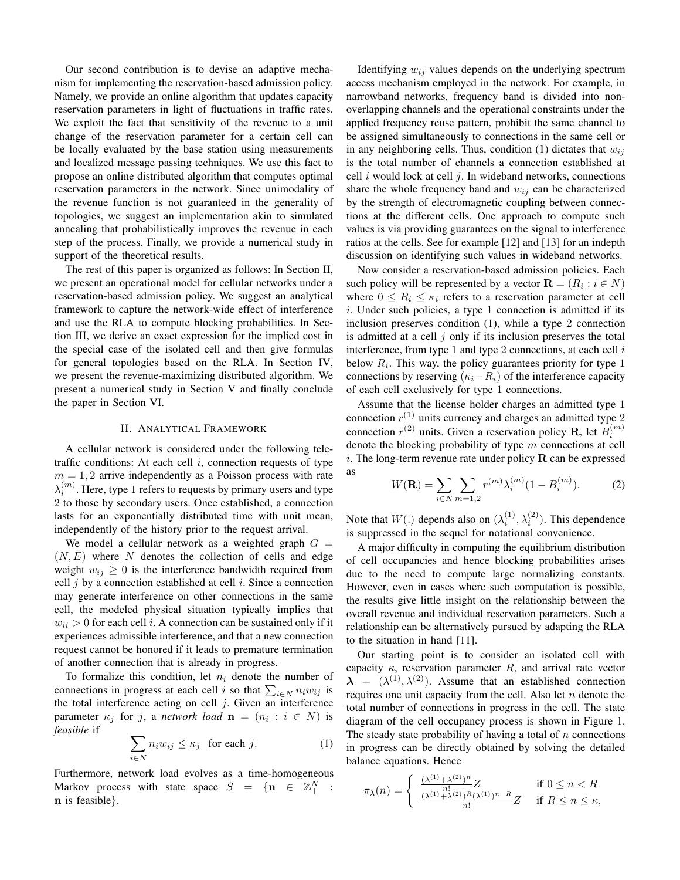Our second contribution is to devise an adaptive mechanism for implementing the reservation-based admission policy. Namely, we provide an online algorithm that updates capacity reservation parameters in light of fluctuations in traffic rates. We exploit the fact that sensitivity of the revenue to a unit change of the reservation parameter for a certain cell can be locally evaluated by the base station using measurements and localized message passing techniques. We use this fact to propose an online distributed algorithm that computes optimal reservation parameters in the network. Since unimodality of the revenue function is not guaranteed in the generality of topologies, we suggest an implementation akin to simulated annealing that probabilistically improves the revenue in each step of the process. Finally, we provide a numerical study in support of the theoretical results.

The rest of this paper is organized as follows: In Section II, we present an operational model for cellular networks under a reservation-based admission policy. We suggest an analytical framework to capture the network-wide effect of interference and use the RLA to compute blocking probabilities. In Section III, we derive an exact expression for the implied cost in the special case of the isolated cell and then give formulas for general topologies based on the RLA. In Section IV, we present the revenue-maximizing distributed algorithm. We present a numerical study in Section V and finally conclude the paper in Section VI.

## II. Analytical Framework

A cellular network is considered under the following teletraffic conditions: At each cell $i$, connection requests of type $m = 1, 2$ arrive independently as a Poisson process with rate $\lambda_i^{(m)}$. Here, type 1 refers to requests by primary users and type 2 to those by secondary users. Once established, a connection lasts for an exponentially distributed time with unit mean, independently of the history prior to the request arrival.

We model a cellular network as a weighted graph $G = (N, E)$ where $N$ denotes the collection of cells and edge weight $w_{ij} \geq 0$ is the interference bandwidth required from cell $j$ by a connection established at cell $i$. Since a connection may generate interference on other connections in the same cell, the modeled physical situation typically implies that $w_{ii} > 0$ for each cell $i$. A connection can be sustained only if it experiences admissible interference, and that a new connection request cannot be honored if it leads to premature termination of another connection that is already in progress.

To formalize this condition, let $n_i$ denote the number of connections in progress at each cell $i$ so that $\sum_{i \in N} n_i w_{ij}$ is the total interference acting on cell $j$. Given an interference parameter $\kappa_j$ for $j$, a *network load* $\mathbf{n} = (n_i : i \in N)$ is *feasible* if

$$\sum_{i \in N} n_i w_{ij} \leq \kappa_j \quad \text{for each } j. \tag{1}$$

Furthermore, network load evolves as a time-homogeneous Markov process with state space $S = \{\mathbf{n} \in \mathbb{Z}_+^N : \mathbf{n} \text{ is feasible}\}$.

Identifying $w_{ij}$ values depends on the underlying spectrum access mechanism employed in the network. For example, in narrowband networks, frequency band is divided into non-overlapping channels and the operational constraints under the applied frequency reuse pattern, prohibit the same channel to be assigned simultaneously to connections in the same cell or in any neighboring cells. Thus, condition (1) dictates that $w_{ij}$ is the total number of channels a connection established at cell $i$ would lock at cell $j$. In wideband networks, connections share the whole frequency band and $w_{ij}$ can be characterized by the strength of electromagnetic coupling between connections at the different cells. One approach to compute such values is via providing guarantees on the signal to interference ratios at the cells. See for example [12] and [13] for an indepth discussion on identifying such values in wideband networks.

Now consider a reservation-based admission policies. Each such policy will be represented by a vector $\mathbf{R} = (R_i : i \in N)$ where $0 \leq R_i \leq \kappa_i$ refers to a reservation parameter at cell $i$. Under such policies, a type 1 connection is admitted if its inclusion preserves condition (1), while a type 2 connection is admitted at a cell $j$ only if its inclusion preserves the total interference, from type 1 and type 2 connections, at each cell $i$ below $R_i$. This way, the policy guarantees priority for type 1 connections by reserving $(\kappa_i - R_i)$ of the interference capacity of each cell exclusively for type 1 connections.

Assume that the license holder charges an admitted type 1 connection $r^{(1)}$ units currency and charges an admitted type 2 connection $r^{(2)}$ units. Given a reservation policy $\mathbf{R}$, let $B_i^{(m)}$ denote the blocking probability of type $m$ connections at cell $i$. The long-term revenue rate under policy $\mathbf{R}$ can be expressed as

$$W(\mathbf{R}) = \sum_{i \in N} \sum_{m=1,2} r^{(m)} \lambda_i^{(m)} (1 - B_i^{(m)}). \tag{2}$$

Note that $W(.)$ depends also on $(\lambda_i^{(1)}, \lambda_i^{(2)})$. This dependence is suppressed in the sequel for notational convenience.

A major difficulty in computing the equilibrium distribution of cell occupancies and hence blocking probabilities arises due to the need to compute large normalizing constants. However, even in cases where such computation is possible, the results give little insight on the relationship between the overall revenue and individual reservation parameters. Such a relationship can be alternatively pursued by adapting the RLA to the situation in hand [11].

Our starting point is to consider an isolated cell with capacity $\kappa$, reservation parameter $R$, and arrival rate vector $\boldsymbol{\lambda} = (\lambda^{(1)}, \lambda^{(2)})$. Assume that an established connection requires one unit capacity from the cell. Also let $n$ denote the total number of connections in progress in the cell. The state diagram of the cell occupancy process is shown in Figure 1. The steady state probability of having a total of $n$ connections in progress can be directly obtained by solving the detailed balance equations. Hence

$$\pi_{\boldsymbol{\lambda}}(n) = \begin{cases} \frac{(\lambda^{(1)} + \lambda^{(2)})^n}{n!} Z & \text{if } 0 \leq n < R \\ \frac{(\lambda^{(1)} + \lambda^{(2)})^R (\lambda^{(1)})^{n-R}}{n!} Z & \text{if } R \leq n \leq \kappa, \end{cases}$$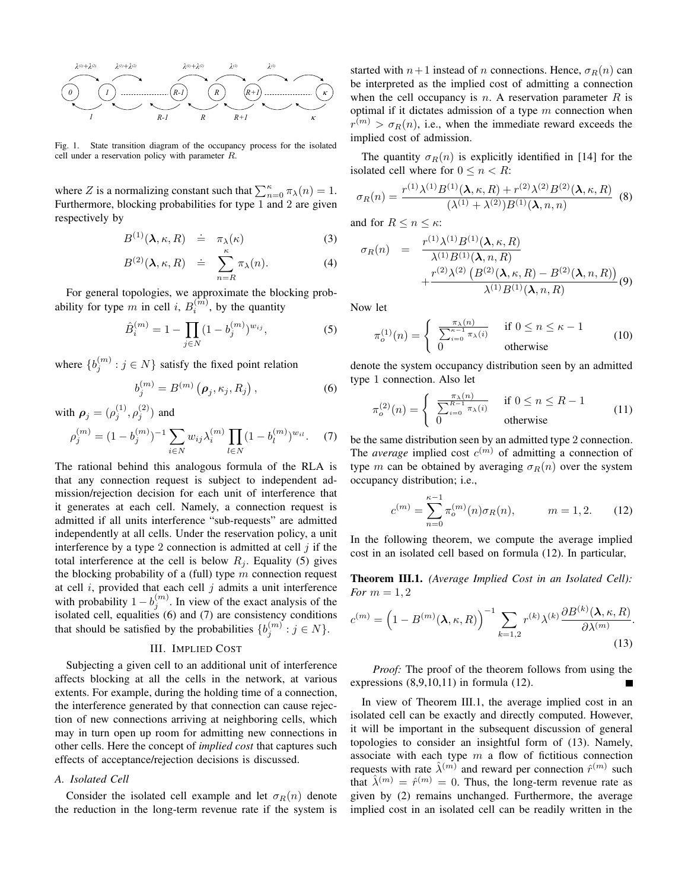Fig. 1. State transition diagram of the occupancy process for the isolated cell under a reservation policy with parameter $R$.

where $Z$ is a normalizing constant such that $\sum_{n=0}^{\kappa} \pi_\lambda(n) = 1$. Furthermore, blocking probabilities for type 1 and 2 are given respectively by

$$B^{(1)}(\boldsymbol{\lambda}, \kappa, R) \doteq \pi_\lambda(\kappa) \tag{3}$$

$$B^{(2)}(\boldsymbol{\lambda}, \kappa, R) \doteq \sum_{n=R}^{\kappa} \pi_\lambda(n). \tag{4}$$

For general topologies, we approximate the blocking probability for type $m$ in cell $i$, $B_i^{(m)}$, by the quantity

$$\hat{B}_i^{(m)} = 1 - \prod_{j \in N} (1 - b_j^{(m)})^{w_{ij}}, \tag{5}$$

where $\{b_j^{(m)} : j \in N\}$ satisfy the fixed point relation

$$b_j^{(m)} = B^{(m)}\left(\boldsymbol{\rho}_j, \kappa_j, R_j\right), \tag{6}$$

with $\boldsymbol{\rho}_j = (\rho_j^{(1)}, \rho_j^{(2)})$ and

$$\rho_j^{(m)} = (1 - b_j^{(m)})^{-1} \sum_{i \in N} w_{ij} \lambda_i^{(m)} \prod_{l \in N} (1 - b_l^{(m)})^{w_{il}}. \tag{7}$$

The rational behind this analogous formula of the RLA is that any connection request is subject to independent admission/rejection decision for each unit of interference that it generates at each cell. Namely, a connection request is admitted if all units interference "sub-requests" are admitted independently at all cells. Under the reservation policy, a unit interference by a type 2 connection is admitted at cell $j$ if the total interference at the cell is below $R_j$. Equality (5) gives the blocking probability of a (full) type $m$ connection request at cell $i$, provided that each cell $j$ admits a unit interference with probability $1 - b_j^{(m)}$. In view of the exact analysis of the isolated cell, equalities (6) and (7) are consistency conditions that should be satisfied by the probabilities $\{b_j^{(m)} : j \in N\}$.

## III. Implied Cost

Subjecting a given cell to an additional unit of interference affects blocking at all the cells in the network, at various extents. For example, during the holding time of a connection, the interference generated by that connection can cause rejection of new connections arriving at neighboring cells, which may in turn open up room for admitting new connections in other cells. Here the concept of *implied cost* that captures such effects of acceptance/rejection decisions is discussed.

### A. Isolated Cell

Consider the isolated cell example and let $\sigma_R(n)$ denote the reduction in the long-term revenue rate if the system is started with $n+1$ instead of $n$ connections. Hence, $\sigma_R(n)$ can be interpreted as the implied cost of admitting a connection when the cell occupancy is $n$. A reservation parameter $R$ is optimal if it dictates admission of a type $m$ connection when $r^{(m)} > \sigma_R(n)$, i.e., when the immediate reward exceeds the implied cost of admission.

The quantity $\sigma_R(n)$ is explicitly identified in [14] for the isolated cell where for $0 \leq n < R$:

$$\sigma_R(n) = \frac{r^{(1)}\lambda^{(1)}B^{(1)}(\boldsymbol{\lambda}, \kappa, R) + r^{(2)}\lambda^{(2)}B^{(2)}(\boldsymbol{\lambda}, \kappa, R)}{(\lambda^{(1)} + \lambda^{(2)})B^{(1)}(\boldsymbol{\lambda}, n, n)} \tag{8}$$

and for $R \leq n \leq \kappa$:

$$\sigma_R(n) = \frac{r^{(1)}\lambda^{(1)}B^{(1)}(\boldsymbol{\lambda}, \kappa, R)}{\lambda^{(1)}B^{(1)}(\boldsymbol{\lambda}, n, R)} + \frac{r^{(2)}\lambda^{(2)}\left(B^{(2)}(\boldsymbol{\lambda}, \kappa, R) - B^{(2)}(\boldsymbol{\lambda}, n, R)\right)}{\lambda^{(1)}B^{(1)}(\boldsymbol{\lambda}, n, R)} \tag{9}$$

Now let

$$\pi_o^{(1)}(n) = \begin{cases} \frac{\pi_\lambda(n)}{\sum_{i=0}^{\kappa-1} \pi_\lambda(i)} & \text{if } 0 \leq n \leq \kappa - 1 \\ 0 & \text{otherwise} \end{cases} \tag{10}$$

denote the system occupancy distribution seen by an admitted type 1 connection. Also let

$$\pi_o^{(2)}(n) = \begin{cases} \frac{\pi_\lambda(n)}{\sum_{i=0}^{R-1} \pi_\lambda(i)} & \text{if } 0 \leq n \leq R - 1 \\ 0 & \text{otherwise} \end{cases} \tag{11}$$

be the same distribution seen by an admitted type 2 connection. The *average* implied cost $c^{(m)}$ of admitting a connection of type $m$ can be obtained by averaging $\sigma_R(n)$ over the system occupancy distribution; i.e.,

$$c^{(m)} = \sum_{n=0}^{\kappa-1} \pi_o^{(m)}(n)\sigma_R(n), \qquad m = 1, 2. \tag{12}$$

In the following theorem, we compute the average implied cost in an isolated cell based on formula (12). In particular,

**Theorem III.1.** *(Average Implied Cost in an Isolated Cell): For $m = 1, 2$*

$$c^{(m)} = \left(1 - B^{(m)}(\boldsymbol{\lambda}, \kappa, R)\right)^{-1} \sum_{k=1,2} r^{(k)}\lambda^{(k)} \frac{\partial B^{(k)}(\boldsymbol{\lambda}, \kappa, R)}{\partial \lambda^{(m)}}. \tag{13}$$

*Proof:* The proof of the theorem follows from using the expressions (8,9,10,11) in formula (12). ∎

In view of Theorem III.1, the average implied cost in an isolated cell can be exactly and directly computed. However, it will be important in the subsequent discussion of general topologies to consider an insightful form of (13). Namely, associate with each type $m$ a flow of fictitious connection requests with rate $\hat{\lambda}^{(m)}$ and reward per connection $\hat{r}^{(m)}$ such that $\hat{\lambda}^{(m)} = \hat{r}^{(m)} = 0$. Thus, the long-term revenue rate as given by (2) remains unchanged. Furthermore, the average implied cost in an isolated cell can be readily written in the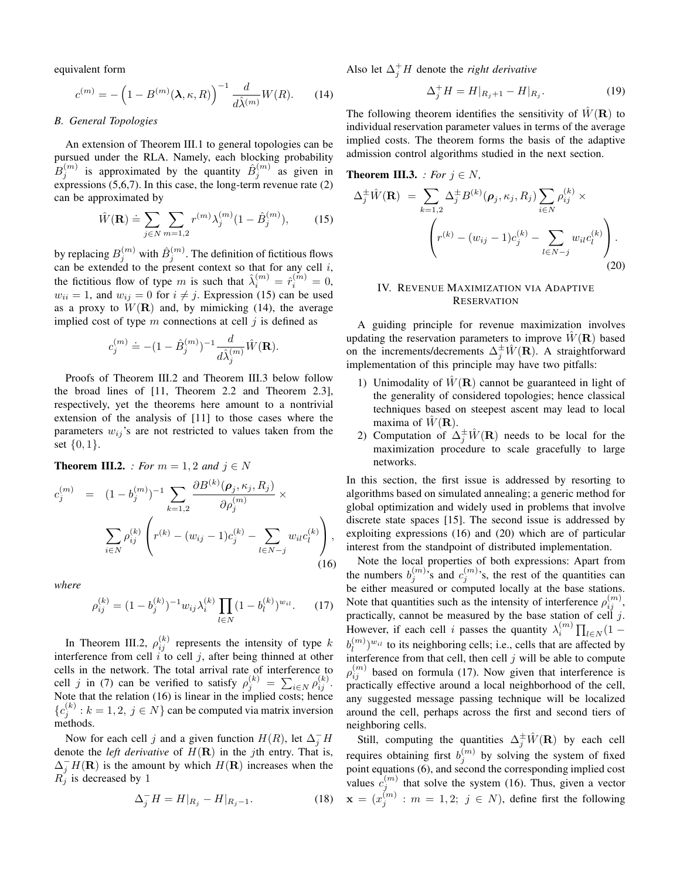equivalent form

$$c^{(m)} = -\left(1 - B^{(m)}(\boldsymbol{\lambda}, \kappa, R)\right)^{-1} \frac{d}{d\hat{\lambda}^{(m)}} W(R). \qquad (14)$$

### B. General Topologies

An extension of Theorem III.1 to general topologies can be pursued under the RLA. Namely, each blocking probability $B_j^{(m)}$ is approximated by the quantity $\hat{B}_j^{(m)}$ as given in expressions (5,6,7). In this case, the long-term revenue rate (2) can be approximated by

$$\hat{W}(\mathbf{R}) \doteq \sum_{j \in N} \sum_{m=1,2} r^{(m)} \lambda_j^{(m)} (1 - \hat{B}_j^{(m)}), \qquad (15)$$

by replacing $B_j^{(m)}$ with $\hat{B}_j^{(m)}$. The definition of fictitious flows can be extended to the present context so that for any cell $i$, the fictitious flow of type $m$ is such that $\hat{\lambda}_i^{(m)} = \hat{r}_i^{(m)} = 0$, $w_{ii} = 1$, and $w_{ij} = 0$ for $i \neq j$. Expression (15) can be used as a proxy to $W(\mathbf{R})$ and, by mimicking (14), the average implied cost of type $m$ connections at cell $j$ is defined as

$$c_j^{(m)} \doteq -(1 - \hat{B}_j^{(m)})^{-1} \frac{d}{d\hat{\lambda}_j^{(m)}} \hat{W}(\mathbf{R}).$$

Proofs of Theorem III.2 and Theorem III.3 below follow the broad lines of [11, Theorem 2.2 and Theorem 2.3], respectively, yet the theorems here amount to a nontrivial extension of the analysis of [11] to those cases where the parameters $w_{ij}$'s are not restricted to values taken from the set $\{0, 1\}$.

**Theorem III.2.** *: For $m = 1, 2$ and $j \in N$*

$$c_j^{(m)} = (1 - b_j^{(m)})^{-1} \sum_{k=1,2} \frac{\partial B^{(k)}(\boldsymbol{\rho}_j, \kappa_j, R_j)}{\partial \rho_j^{(m)}} \times \sum_{i \in N} \rho_{ij}^{(k)} \left( r^{(k)} - (w_{ij} - 1) c_j^{(k)} - \sum_{l \in N - j} w_{il} c_l^{(k)} \right), \qquad (16)$$

*where*

$$\rho_{ij}^{(k)} = (1 - b_j^{(k)})^{-1} w_{ij} \lambda_i^{(k)} \prod_{l \in N} (1 - b_l^{(k)})^{w_{il}}. \qquad (17)$$

In Theorem III.2, $\rho_{ij}^{(k)}$ represents the intensity of type $k$ interference from cell $i$ to cell $j$, after being thinned at other cells in the network. The total arrival rate of interference to cell $j$ in (7) can be verified to satisfy $\rho_j^{(k)} = \sum_{i \in N} \rho_{ij}^{(k)}$. Note that the relation (16) is linear in the implied costs; hence $\{c_j^{(k)} : k = 1, 2,\ j \in N\}$ can be computed via matrix inversion methods.

Now for each cell $j$ and a given function $H(R)$, let $\Delta_j^- H$ denote the *left derivative* of $H(\mathbf{R})$ in the $j$th entry. That is, $\Delta_j^- H(\mathbf{R})$ is the amount by which $H(\mathbf{R})$ increases when the $R_j$ is decreased by 1

$$\Delta_j^- H = H|_{R_j} - H|_{R_j - 1}. \qquad (18)$$

Also let $\Delta_j^+ H$ denote the *right derivative*

$$\Delta_j^+ H = H|_{R_j + 1} - H|_{R_j}. \qquad (19)$$

The following theorem identifies the sensitivity of $\hat{W}(\mathbf{R})$ to individual reservation parameter values in terms of the average implied costs. The theorem forms the basis of the adaptive admission control algorithms studied in the next section.

**Theorem III.3.** *: For $j \in N$,*

$$\Delta_j^{\pm} \hat{W}(\mathbf{R}) = \sum_{k=1,2} \Delta_j^{\pm} B^{(k)}(\boldsymbol{\rho}_j, \kappa_j, R_j) \sum_{i \in N} \rho_{ij}^{(k)} \times \left( r^{(k)} - (w_{ij} - 1) c_j^{(k)} - \sum_{l \in N - j} w_{il} c_l^{(k)} \right). \qquad (20)$$

## IV. Revenue Maximization via Adaptive Reservation

A guiding principle for revenue maximization involves updating the reservation parameters to improve $\hat{W}(\mathbf{R})$ based on the increments/decrements $\Delta_j^{\pm} \hat{W}(\mathbf{R})$. A straightforward implementation of this principle may have two pitfalls:

1) Unimodality of $\hat{W}(\mathbf{R})$ cannot be guaranteed in light of the generality of considered topologies; hence classical techniques based on steepest ascent may lead to local maxima of $\hat{W}(\mathbf{R})$.
2) Computation of $\Delta_j^{\pm} \hat{W}(\mathbf{R})$ needs to be local for the maximization procedure to scale gracefully to large networks.

In this section, the first issue is addressed by resorting to algorithms based on simulated annealing; a generic method for global optimization and widely used in problems that involve discrete state spaces [15]. The second issue is addressed by exploiting expressions (16) and (20) which are of particular interest from the standpoint of distributed implementation.

Note the local properties of both expressions: Apart from the numbers $b_j^{(m)}$'s and $c_j^{(m)}$'s, the rest of the quantities can be either measured or computed locally at the base stations. Note that quantities such as the intensity of interference $\rho_{ij}^{(m)}$, practically, cannot be measured by the base station of cell $j$. However, if each cell $i$ passes the quantity $\lambda_i^{(m)} \prod_{l \in N} (1 - b_l^{(m)})^{w_{il}}$ to its neighboring cells; i.e., cells that are affected by interference from that cell, then cell $j$ will be able to compute $\rho_{ij}^{(m)}$ based on formula (17). Now given that interference is practically effective around a local neighborhood of the cell, any suggested message passing technique will be localized around the cell, perhaps across the first and second tiers of neighboring cells.

Still, computing the quantities $\Delta_j^{\pm} \hat{W}(\mathbf{R})$ by each cell requires obtaining first $b_j^{(m)}$ by solving the system of fixed point equations (6), and second the corresponding implied cost values $c_j^{(m)}$ that solve the system (16). Thus, given a vector $\mathbf{x} = (x_j^{(m)} : m = 1, 2;\ j \in N)$, define first the following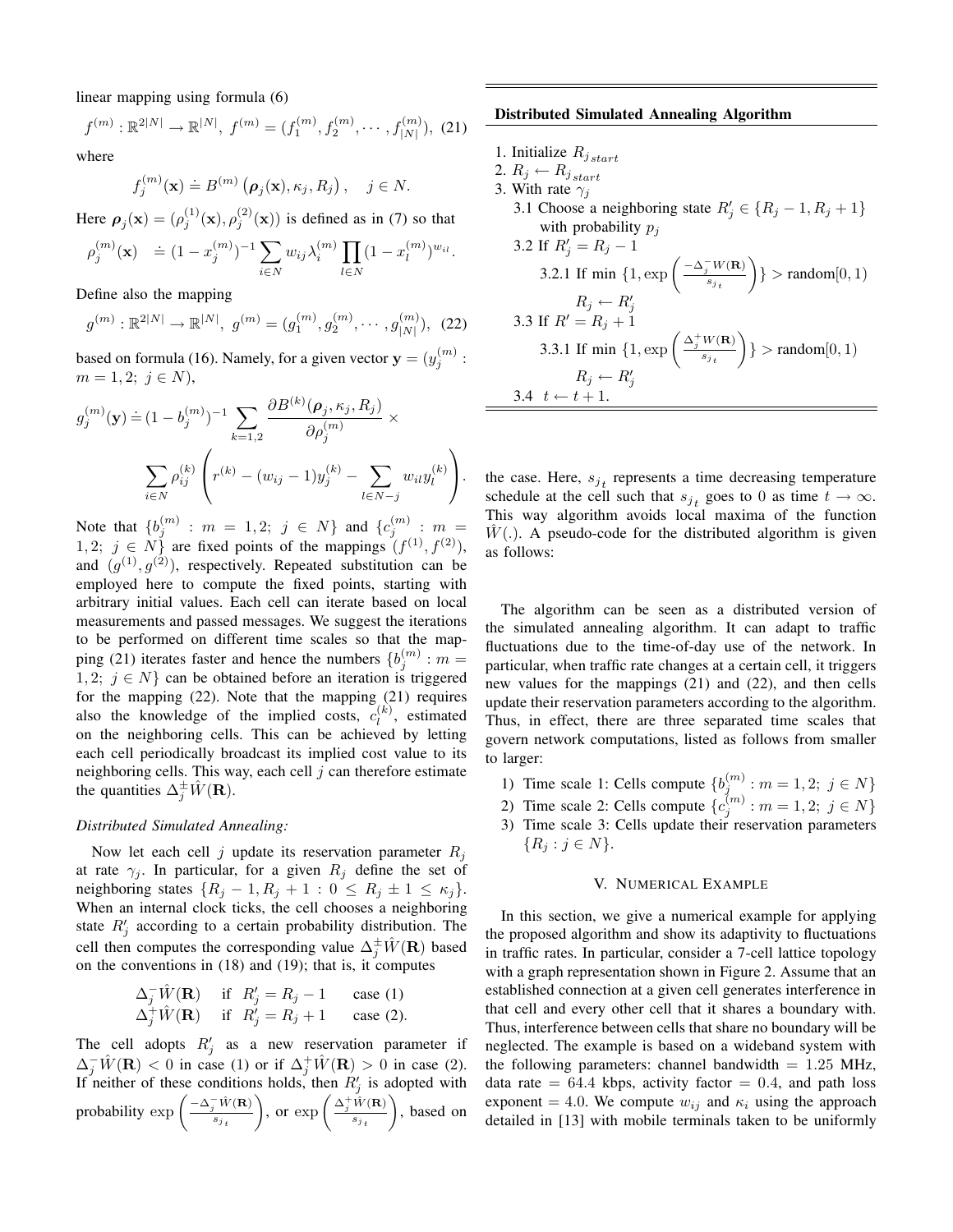linear mapping using formula (6)

$$f^{(m)} : \mathbb{R}^{2|N|} \to \mathbb{R}^{|N|},\ f^{(m)} = (f_1^{(m)}, f_2^{(m)}, \cdots, f_{|N|}^{(m)}), \quad (21)$$

where

$$f_j^{(m)}(\mathbf{x}) \doteq B^{(m)}\left(\boldsymbol{\rho}_j(\mathbf{x}), \kappa_j, R_j\right), \quad j \in N.$$

Here $\boldsymbol{\rho}_j(\mathbf{x}) = (\rho_j^{(1)}(\mathbf{x}), \rho_j^{(2)}(\mathbf{x}))$ is defined as in (7) so that

$$\rho_j^{(m)}(\mathbf{x}) \quad \doteq (1 - x_j^{(m)})^{-1} \sum_{i \in N} w_{ij} \lambda_i^{(m)} \prod_{l \in N} (1 - x_l^{(m)})^{w_{il}}.$$

Define also the mapping

$$g^{(m)} : \mathbb{R}^{2|N|} \to \mathbb{R}^{|N|},\ g^{(m)} = (g_1^{(m)}, g_2^{(m)}, \cdots, g_{|N|}^{(m)}), \quad (22)$$

based on formula (16). Namely, for a given vector $\mathbf{y} = (y_j^{(m)} : m = 1, 2;\ j \in N)$,

$$g_j^{(m)}(\mathbf{y}) \doteq (1 - b_j^{(m)})^{-1} \sum_{k=1,2} \frac{\partial B^{(k)}(\boldsymbol{\rho}_j, \kappa_j, R_j)}{\partial \rho_j^{(m)}} \times \sum_{i \in N} \rho_{ij}^{(k)} \left( r^{(k)} - (w_{ij} - 1) y_j^{(k)} - \sum_{l \in N - j} w_{il} y_l^{(k)} \right).$$

Note that $\{b_j^{(m)} : m = 1, 2;\ j \in N\}$ and $\{c_j^{(m)} : m = 1, 2;\ j \in N\}$ are fixed points of the mappings $(f^{(1)}, f^{(2)})$, and $(g^{(1)}, g^{(2)})$, respectively. Repeated substitution can be employed here to compute the fixed points, starting with arbitrary initial values. Each cell can iterate based on local measurements and passed messages. We suggest the iterations to be performed on different time scales so that the mapping (21) iterates faster and hence the numbers $\{b_j^{(m)} : m = 1, 2;\ j \in N\}$ can be obtained before an iteration is triggered for the mapping (22). Note that the mapping (21) requires also the knowledge of the implied costs, $c_l^{(k)}$, estimated on the neighboring cells. This can be achieved by letting each cell periodically broadcast its implied cost value to its neighboring cells. This way, each cell $j$ can therefore estimate the quantities $\Delta_j^{\pm} \hat{W}(\mathbf{R})$.

*Distributed Simulated Annealing:*

Now let each cell $j$ update its reservation parameter $R_j$ at rate $\gamma_j$. In particular, for a given $R_j$ define the set of neighboring states $\{R_j - 1, R_j + 1 : 0 \leq R_j \pm 1 \leq \kappa_j\}$. When an internal clock ticks, the cell chooses a neighboring state $R_j'$ according to a certain probability distribution. The cell then computes the corresponding value $\Delta_j^{\pm} \hat{W}(\mathbf{R})$ based on the conventions in (18) and (19); that is, it computes

$$\begin{array}{lll} \Delta_j^{-} \hat{W}(\mathbf{R}) & \text{if } R_j' = R_j - 1 & \text{case (1)} \\ \Delta_j^{+} \hat{W}(\mathbf{R}) & \text{if } R_j' = R_j + 1 & \text{case (2).} \end{array}$$

The cell adopts $R_j'$ as a new reservation parameter if $\Delta_j^{-} \hat{W}(\mathbf{R}) < 0$ in case (1) or if $\Delta_j^{+} \hat{W}(\mathbf{R}) > 0$ in case (2). If neither of these conditions holds, then $R_j'$ is adopted with probability $\exp\left(\frac{-\Delta_j^{-} \hat{W}(\mathbf{R})}{s_{j_t}}\right)$, or $\exp\left(\frac{\Delta_j^{+} \hat{W}(\mathbf{R})}{s_{j_t}}\right)$, based on the case. Here, $s_{j_t}$ represents a time decreasing temperature schedule at the cell such that $s_{j_t}$ goes to 0 as time $t \to \infty$. This way algorithm avoids local maxima of the function $\hat{W}(.)$. A pseudo-code for the distributed algorithm is given as follows:

---

**Distributed Simulated Annealing Algorithm**

1. Initialize $R_{j_{start}}$
2. $R_j \leftarrow R_{j_{start}}$
3. With rate $\gamma_j$
   - 3.1 Choose a neighboring state $R_j' \in \{R_j - 1, R_j + 1\}$ with probability $p_j$
   - 3.2 If $R_j' = R_j - 1$
     - 3.2.1 If $\min\left\{1, \exp\left(\frac{-\Delta_j^{-} W(\mathbf{R})}{s_{j_t}}\right)\right\} >$ random[0, 1)
       $R_j \leftarrow R_j'$
   - 3.3 If $R' = R_j + 1$
     - 3.3.1 If $\min\left\{1, \exp\left(\frac{\Delta_j^{+} W(\mathbf{R})}{s_{j_t}}\right)\right\} >$ random[0, 1)
       $R_j \leftarrow R_j'$
   - 3.4 $t \leftarrow t + 1$.

---

The algorithm can be seen as a distributed version of the simulated annealing algorithm. It can adapt to traffic fluctuations due to the time-of-day use of the network. In particular, when traffic rate changes at a certain cell, it triggers new values for the mappings (21) and (22), and then cells update their reservation parameters according to the algorithm. Thus, in effect, there are three separated time scales that govern network computations, listed as follows from smaller to larger:

1) Time scale 1: Cells compute $\{b_j^{(m)} : m = 1, 2;\ j \in N\}$
2) Time scale 2: Cells compute $\{c_j^{(m)} : m = 1, 2;\ j \in N\}$
3) Time scale 3: Cells update their reservation parameters $\{R_j : j \in N\}$.

## V. Numerical Example

In this section, we give a numerical example for applying the proposed algorithm and show its adaptivity to fluctuations in traffic rates. In particular, consider a 7-cell lattice topology with a graph representation shown in Figure 2. Assume that an established connection at a given cell generates interference in that cell and every other cell that it shares a boundary with. Thus, interference between cells that share no boundary will be neglected. The example is based on a wideband system with the following parameters: channel bandwidth = 1.25 MHz, data rate = 64.4 kbps, activity factor = 0.4, and path loss exponent = 4.0. We compute $w_{ij}$ and $\kappa_i$ using the approach detailed in [13] with mobile terminals taken to be uniformly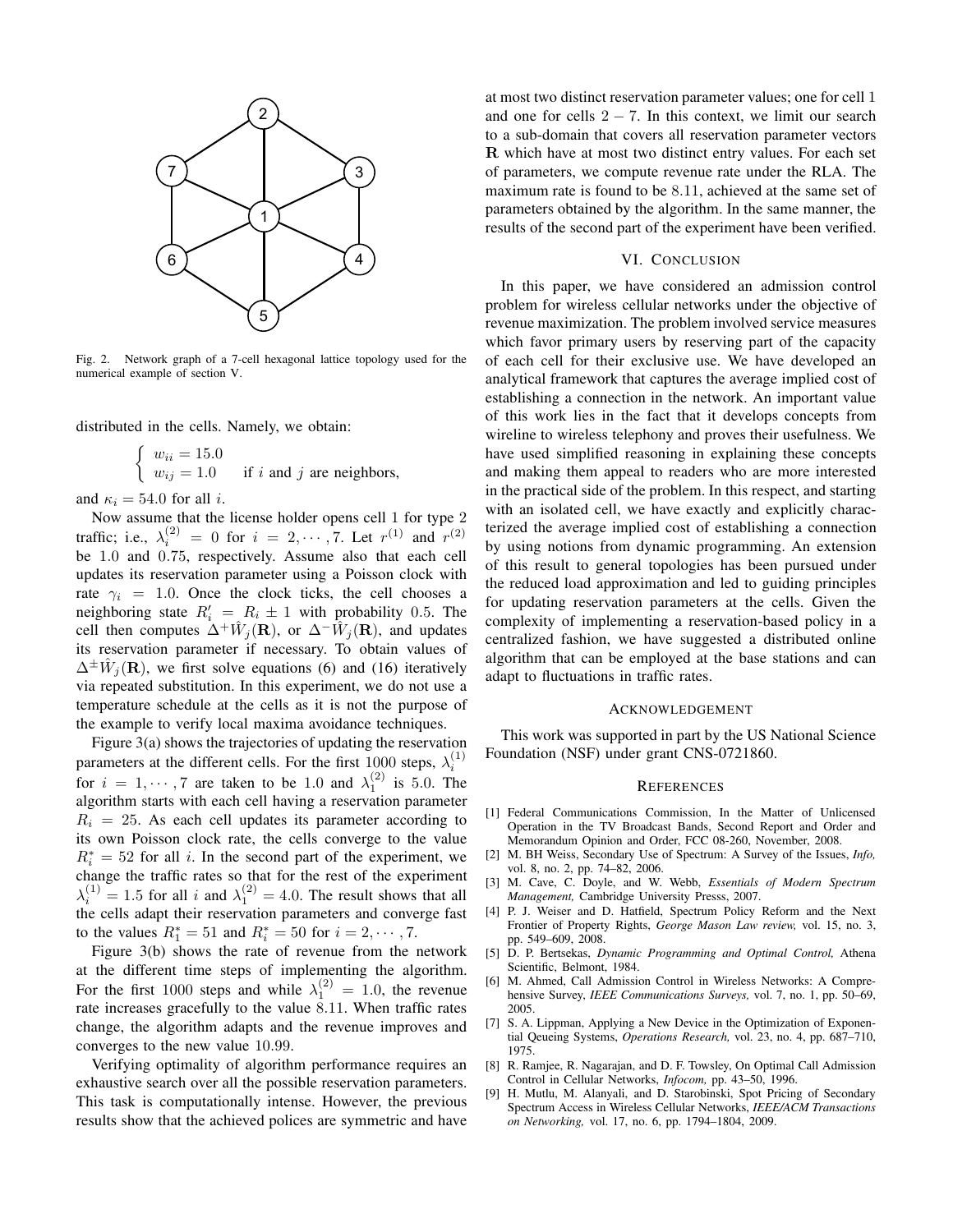Fig. 2. Network graph of a 7-cell hexagonal lattice topology used for the numerical example of section V.

distributed in the cells. Namely, we obtain:

$$\begin{cases} w_{ii} = 15.0 \\ w_{ij} = 1.0 \quad \text{ if } i \text{ and } j \text{ are neighbors,} \end{cases}$$

and $\kappa_i = 54.0$ for all $i$.

Now assume that the license holder opens cell 1 for type 2 traffic; i.e., $\lambda_i^{(2)} = 0$ for $i = 2, \cdots, 7$. Let $r^{(1)}$ and $r^{(2)}$ be 1.0 and 0.75, respectively. Assume also that each cell updates its reservation parameter using a Poisson clock with rate $\gamma_i = 1.0$. Once the clock ticks, the cell chooses a neighboring state $R_i' = R_i \pm 1$ with probability 0.5. The cell then computes $\Delta^+ \hat{W}_j(\mathbf{R})$, or $\Delta^- \hat{W}_j(\mathbf{R})$, and updates its reservation parameter if necessary. To obtain values of $\Delta^\pm \hat{W}_j(\mathbf{R})$, we first solve equations (6) and (16) iteratively via repeated substitution. In this experiment, we do not use a temperature schedule at the cells as it is not the purpose of the example to verify local maxima avoidance techniques.

Figure 3(a) shows the trajectories of updating the reservation parameters at the different cells. For the first 1000 steps, $\lambda_i^{(1)}$ for $i = 1, \cdots, 7$ are taken to be 1.0 and $\lambda_1^{(2)}$ is 5.0. The algorithm starts with each cell having a reservation parameter $R_i = 25$. As each cell updates its parameter according to its own Poisson clock rate, the cells converge to the value $R_i^* = 52$ for all $i$. In the second part of the experiment, we change the traffic rates so that for the rest of the experiment $\lambda_i^{(1)} = 1.5$ for all $i$ and $\lambda_1^{(2)} = 4.0$. The result shows that all the cells adapt their reservation parameters and converge fast to the values $R_1^* = 51$ and $R_i^* = 50$ for $i = 2, \cdots, 7$.

Figure 3(b) shows the rate of revenue from the network at the different time steps of implementing the algorithm. For the first 1000 steps and while $\lambda_1^{(2)} = 1.0$, the revenue rate increases gracefully to the value 8.11. When traffic rates change, the algorithm adapts and the revenue improves and converges to the new value 10.99.

Verifying optimality of algorithm performance requires an exhaustive search over all the possible reservation parameters. This task is computationally intense. However, the previous results show that the achieved polices are symmetric and have at most two distinct reservation parameter values; one for cell 1 and one for cells $2-7$. In this context, we limit our search to a sub-domain that covers all reservation parameter vectors $\mathbf{R}$ which have at most two distinct entry values. For each set of parameters, we compute revenue rate under the RLA. The maximum rate is found to be 8.11, achieved at the same set of parameters obtained by the algorithm. In the same manner, the results of the second part of the experiment have been verified.

## VI. Conclusion

In this paper, we have considered an admission control problem for wireless cellular networks under the objective of revenue maximization. The problem involved service measures which favor primary users by reserving part of the capacity of each cell for their exclusive use. We have developed an analytical framework that captures the average implied cost of establishing a connection in the network. An important value of this work lies in the fact that it develops concepts from wireline to wireless telephony and proves their usefulness. We have used simplified reasoning in explaining these concepts and making them appeal to readers who are more interested in the practical side of the problem. In this respect, and starting with an isolated cell, we have exactly and explicitly characterized the average implied cost of establishing a connection by using notions from dynamic programming. An extension of this result to general topologies has been pursued under the reduced load approximation and led to guiding principles for updating reservation parameters at the cells. Given the complexity of implementing a reservation-based policy in a centralized fashion, we have suggested a distributed online algorithm that can be employed at the base stations and can adapt to fluctuations in traffic rates.

## Acknowledgement

This work was supported in part by the US National Science Foundation (NSF) under grant CNS-0721860.

## References

[1] Federal Communications Commission, In the Matter of Unlicensed Operation in the TV Broadcast Bands, Second Report and Order and Memorandum Opinion and Order, FCC 08-260, November, 2008.

[2] M. BH Weiss, Secondary Use of Spectrum: A Survey of the Issues, *Info,* vol. 8, no. 2, pp. 74–82, 2006.

[3] M. Cave, C. Doyle, and W. Webb, *Essentials of Modern Spectrum Management,* Cambridge University Presss, 2007.

[4] P. J. Weiser and D. Hatfield, Spectrum Policy Reform and the Next Frontier of Property Rights, *George Mason Law review,* vol. 15, no. 3, pp. 549–609, 2008.

[5] D. P. Bertsekas, *Dynamic Programming and Optimal Control,* Athena Scientific, Belmont, 1984.

[6] M. Ahmed, Call Admission Control in Wireless Networks: A Comprehensive Survey, *IEEE Communications Surveys,* vol. 7, no. 1, pp. 50–69, 2005.

[7] S. A. Lippman, Applying a New Device in the Optimization of Exponential Qeueing Systems, *Operations Research,* vol. 23, no. 4, pp. 687–710, 1975.

[8] R. Ramjee, R. Nagarajan, and D. F. Towsley, On Optimal Call Admission Control in Cellular Networks, *Infocom,* pp. 43–50, 1996.

[9] H. Mutlu, M. Alanyali, and D. Starobinski, Spot Pricing of Secondary Spectrum Access in Wireless Cellular Networks, *IEEE/ACM Transactions on Networking,* vol. 17, no. 6, pp. 1794–1804, 2009.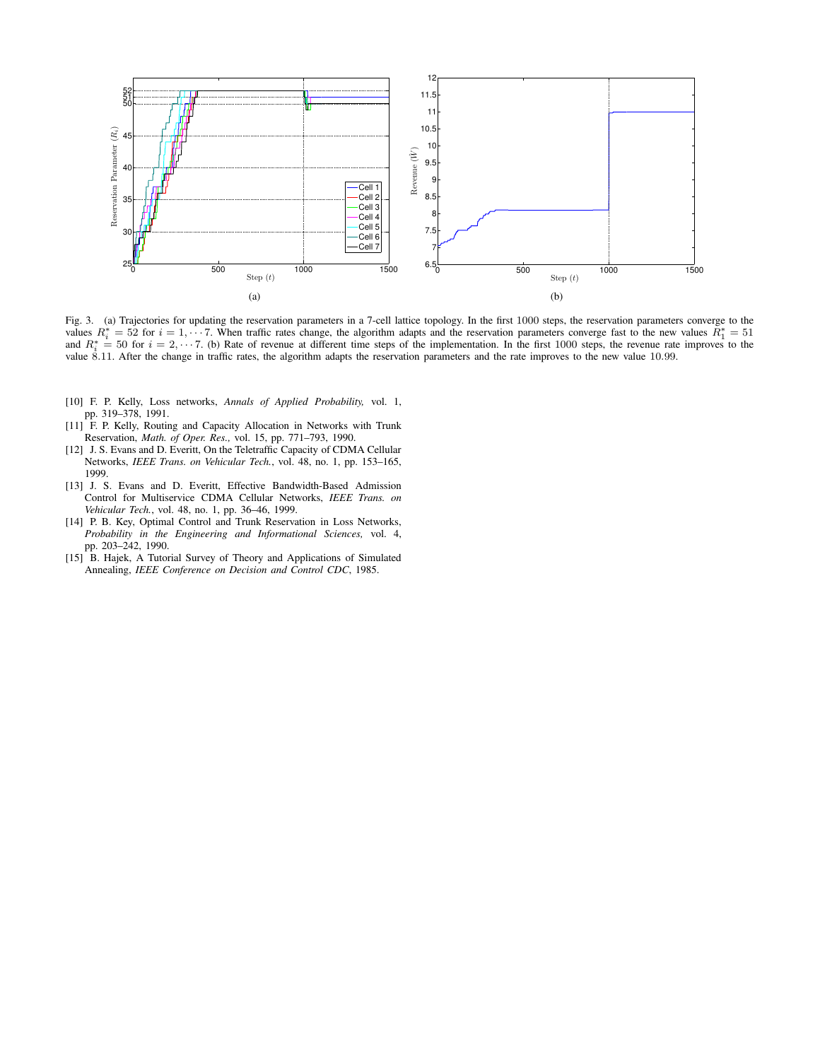52
51
50
45
40
35
30
25
Reservation Parameter ($R_i$)
0
500
1000
1500
Step ($t$)
Cell 1
Cell 2
Cell 3
Cell 4
Cell 5
Cell 6
Cell 7

(a)

12
11.5
11
10.5
10
9.5
9
8.5
8
7.5
7
6.5
Revenue ($W$)
0
500
1000
1500
Step ($t$)

(b)

Fig. 3. (a) Trajectories for updating the reservation parameters in a 7-cell lattice topology. In the first 1000 steps, the reservation parameters converge to the values $R_i^* = 52$ for $i = 1, \cdots 7$. When traffic rates change, the algorithm adapts and the reservation parameters converge fast to the new values $R_1^* = 51$ and $R_i^* = 50$ for $i = 2, \cdots 7$. (b) Rate of revenue at different time steps of the implementation. In the first 1000 steps, the revenue rate improves to the value 8.11. After the change in traffic rates, the algorithm adapts the reservation parameters and the rate improves to the new value 10.99.

[10] F. P. Kelly, Loss networks, *Annals of Applied Probability,* vol. 1, pp. 319–378, 1991.

[11] F. P. Kelly, Routing and Capacity Allocation in Networks with Trunk Reservation, *Math. of Oper. Res.,* vol. 15, pp. 771–793, 1990.

[12] J. S. Evans and D. Everitt, On the Teletraffic Capacity of CDMA Cellular Networks, *IEEE Trans. on Vehicular Tech.*, vol. 48, no. 1, pp. 153–165, 1999.

[13] J. S. Evans and D. Everitt, Effective Bandwidth-Based Admission Control for Multiservice CDMA Cellular Networks, *IEEE Trans. on Vehicular Tech.*, vol. 48, no. 1, pp. 36–46, 1999.

[14] P. B. Key, Optimal Control and Trunk Reservation in Loss Networks, *Probability in the Engineering and Informational Sciences,* vol. 4, pp. 203–242, 1990.

[15] B. Hajek, A Tutorial Survey of Theory and Applications of Simulated Annealing, *IEEE Conference on Decision and Control CDC*, 1985.